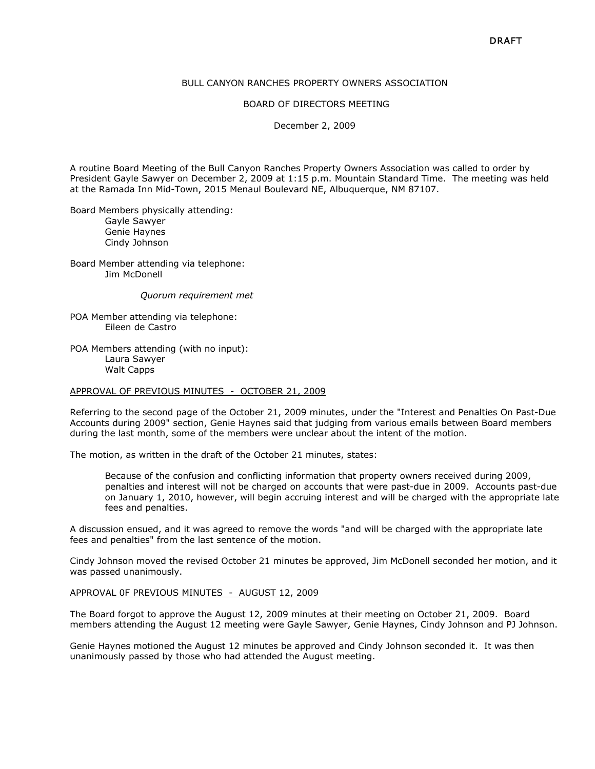DRAFT

BULL CANYON RANCHES PROPERTY OWNERS ASSOCIATION

BOARD OF DIRECTORS MEETING

December 2, 2009

A routine Board Meeting of the Bull Canyon Ranches Property Owners Association was called to order by President Gayle Sawyer on December 2, 2009 at 1:15 p.m. Mountain Standard Time. The meeting was held at the Ramada Inn Mid-Town, 2015 Menaul Boulevard NE, Albuquerque, NM 87107.

Board Members physically attending:
- Gayle Sawyer
- Genie Haynes
- Cindy Johnson

Board Member attending via telephone:
- Jim McDonell

*Quorum requirement met*

POA Member attending via telephone:
- Eileen de Castro

POA Members attending (with no input):
- Laura Sawyer
- Walt Capps

APPROVAL OF PREVIOUS MINUTES - OCTOBER 21, 2009

Referring to the second page of the October 21, 2009 minutes, under the "Interest and Penalties On Past-Due Accounts during 2009" section, Genie Haynes said that judging from various emails between Board members during the last month, some of the members were unclear about the intent of the motion.

The motion, as written in the draft of the October 21 minutes, states:

> Because of the confusion and conflicting information that property owners received during 2009, penalties and interest will not be charged on accounts that were past-due in 2009. Accounts past-due on January 1, 2010, however, will begin accruing interest and will be charged with the appropriate late fees and penalties.

A discussion ensued, and it was agreed to remove the words "and will be charged with the appropriate late fees and penalties" from the last sentence of the motion.

Cindy Johnson moved the revised October 21 minutes be approved, Jim McDonell seconded her motion, and it was passed unanimously.

APPROVAL 0F PREVIOUS MINUTES - AUGUST 12, 2009

The Board forgot to approve the August 12, 2009 minutes at their meeting on October 21, 2009. Board members attending the August 12 meeting were Gayle Sawyer, Genie Haynes, Cindy Johnson and PJ Johnson.

Genie Haynes motioned the August 12 minutes be approved and Cindy Johnson seconded it. It was then unanimously passed by those who had attended the August meeting.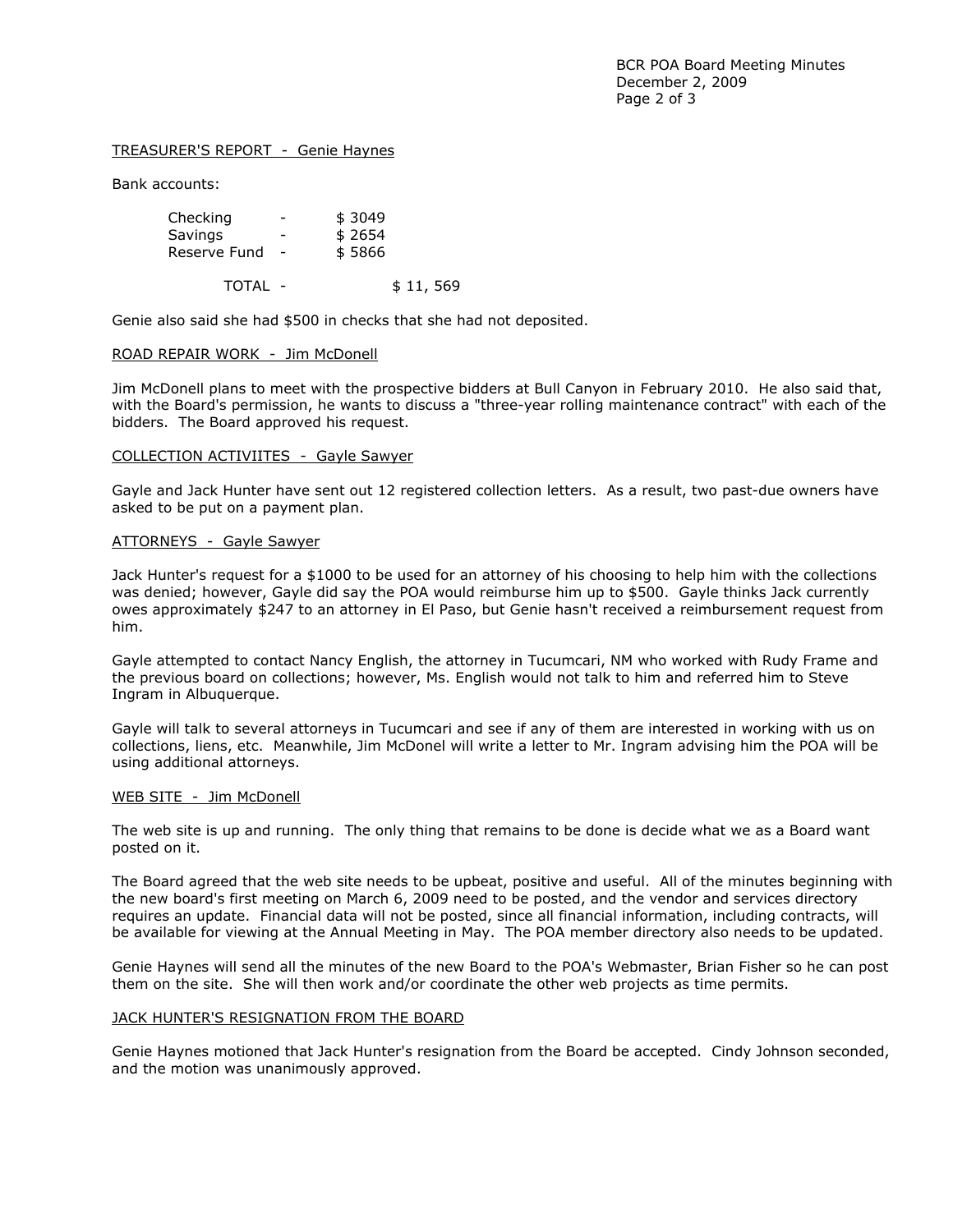TREASURER'S REPORT - Genie Haynes

Bank accounts:

| | | |
|---|---|---|
| Checking | - | $ 3049 |
| Savings | - | $ 2654 |
| Reserve Fund | - | $ 5866 |
| TOTAL - | | $ 11, 569 |

Genie also said she had $500 in checks that she had not deposited.

ROAD REPAIR WORK - Jim McDonell

Jim McDonell plans to meet with the prospective bidders at Bull Canyon in February 2010. He also said that, with the Board's permission, he wants to discuss a "three-year rolling maintenance contract" with each of the bidders. The Board approved his request.

COLLECTION ACTIVIITES - Gayle Sawyer

Gayle and Jack Hunter have sent out 12 registered collection letters. As a result, two past-due owners have asked to be put on a payment plan.

ATTORNEYS - Gayle Sawyer

Jack Hunter's request for a $1000 to be used for an attorney of his choosing to help him with the collections was denied; however, Gayle did say the POA would reimburse him up to $500. Gayle thinks Jack currently owes approximately $247 to an attorney in El Paso, but Genie hasn't received a reimbursement request from him.

Gayle attempted to contact Nancy English, the attorney in Tucumcari, NM who worked with Rudy Frame and the previous board on collections; however, Ms. English would not talk to him and referred him to Steve Ingram in Albuquerque.

Gayle will talk to several attorneys in Tucumcari and see if any of them are interested in working with us on collections, liens, etc. Meanwhile, Jim McDonel will write a letter to Mr. Ingram advising him the POA will be using additional attorneys.

WEB SITE - Jim McDonell

The web site is up and running. The only thing that remains to be done is decide what we as a Board want posted on it.

The Board agreed that the web site needs to be upbeat, positive and useful. All of the minutes beginning with the new board's first meeting on March 6, 2009 need to be posted, and the vendor and services directory requires an update. Financial data will not be posted, since all financial information, including contracts, will be available for viewing at the Annual Meeting in May. The POA member directory also needs to be updated.

Genie Haynes will send all the minutes of the new Board to the POA's Webmaster, Brian Fisher so he can post them on the site. She will then work and/or coordinate the other web projects as time permits.

JACK HUNTER'S RESIGNATION FROM THE BOARD

Genie Haynes motioned that Jack Hunter's resignation from the Board be accepted. Cindy Johnson seconded, and the motion was unanimously approved.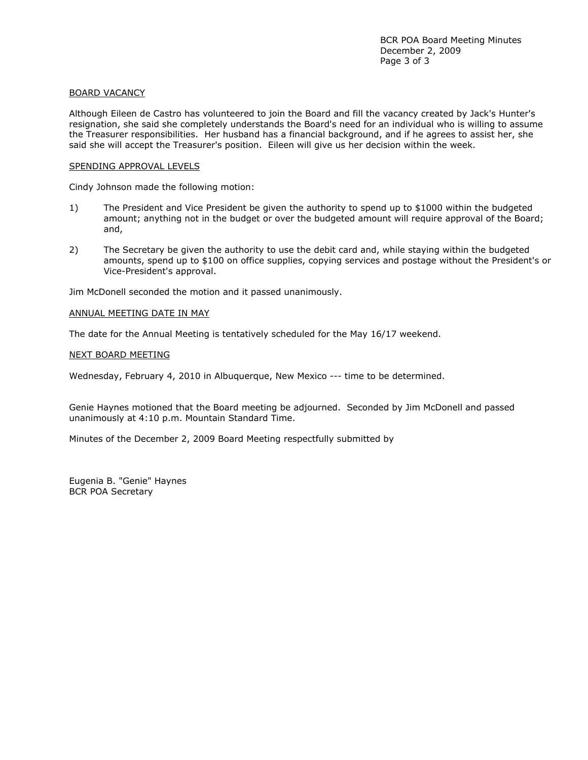<u>BOARD VACANCY</u>

Although Eileen de Castro has volunteered to join the Board and fill the vacancy created by Jack's Hunter's resignation, she said she completely understands the Board's need for an individual who is willing to assume the Treasurer responsibilities. Her husband has a financial background, and if he agrees to assist her, she said she will accept the Treasurer's position. Eileen will give us her decision within the week.

<u>SPENDING APPROVAL LEVELS</u>

Cindy Johnson made the following motion:

1) The President and Vice President be given the authority to spend up to $1000 within the budgeted amount; anything not in the budget or over the budgeted amount will require approval of the Board; and,

2) The Secretary be given the authority to use the debit card and, while staying within the budgeted amounts, spend up to $100 on office supplies, copying services and postage without the President's or Vice-President's approval.

Jim McDonell seconded the motion and it passed unanimously.

<u>ANNUAL MEETING DATE IN MAY</u>

The date for the Annual Meeting is tentatively scheduled for the May 16/17 weekend.

<u>NEXT BOARD MEETING</u>

Wednesday, February 4, 2010 in Albuquerque, New Mexico --- time to be determined.

Genie Haynes motioned that the Board meeting be adjourned. Seconded by Jim McDonell and passed unanimously at 4:10 p.m. Mountain Standard Time.

Minutes of the December 2, 2009 Board Meeting respectfully submitted by

Eugenia B. "Genie" Haynes
BCR POA Secretary